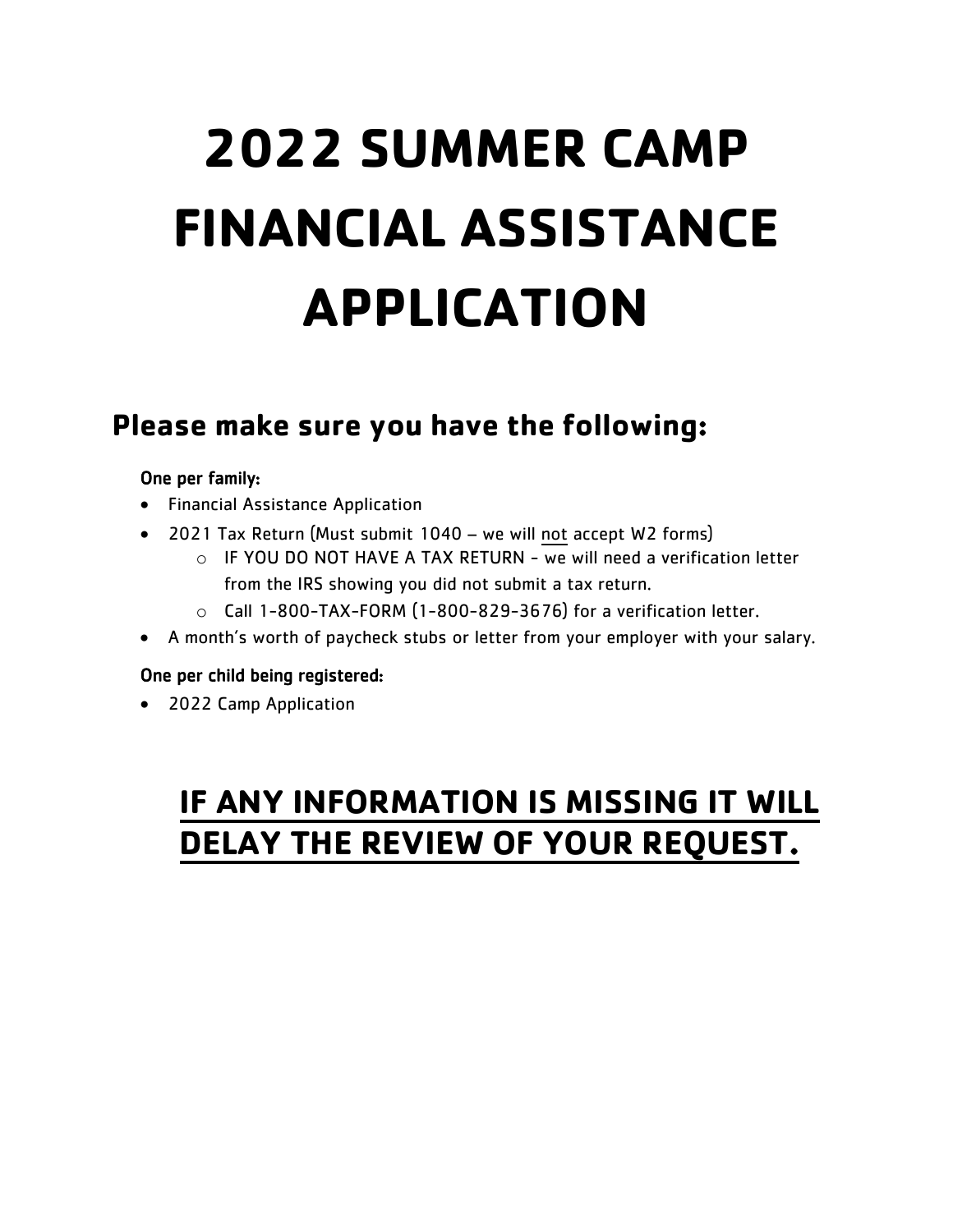# 2022 SUMMER CAMP FINANCIAL ASSISTANCE APPLICATION

## Please make sure you have the following:

One per family:

- Financial Assistance Application
- 2021 Tax Return (Must submit 1040 – we will <u>not</u> accept W2 forms)
  - IF YOU DO NOT HAVE A TAX RETURN - we will need a verification letter from the IRS showing you did not submit a tax return.
  - Call 1-800-TAX-FORM (1-800-829-3676) for a verification letter.
- A month's worth of paycheck stubs or letter from your employer with your salary.

One per child being registered:

- 2022 Camp Application

## <u>IF ANY INFORMATION IS MISSING IT WILL DELAY THE REVIEW OF YOUR REQUEST.</u>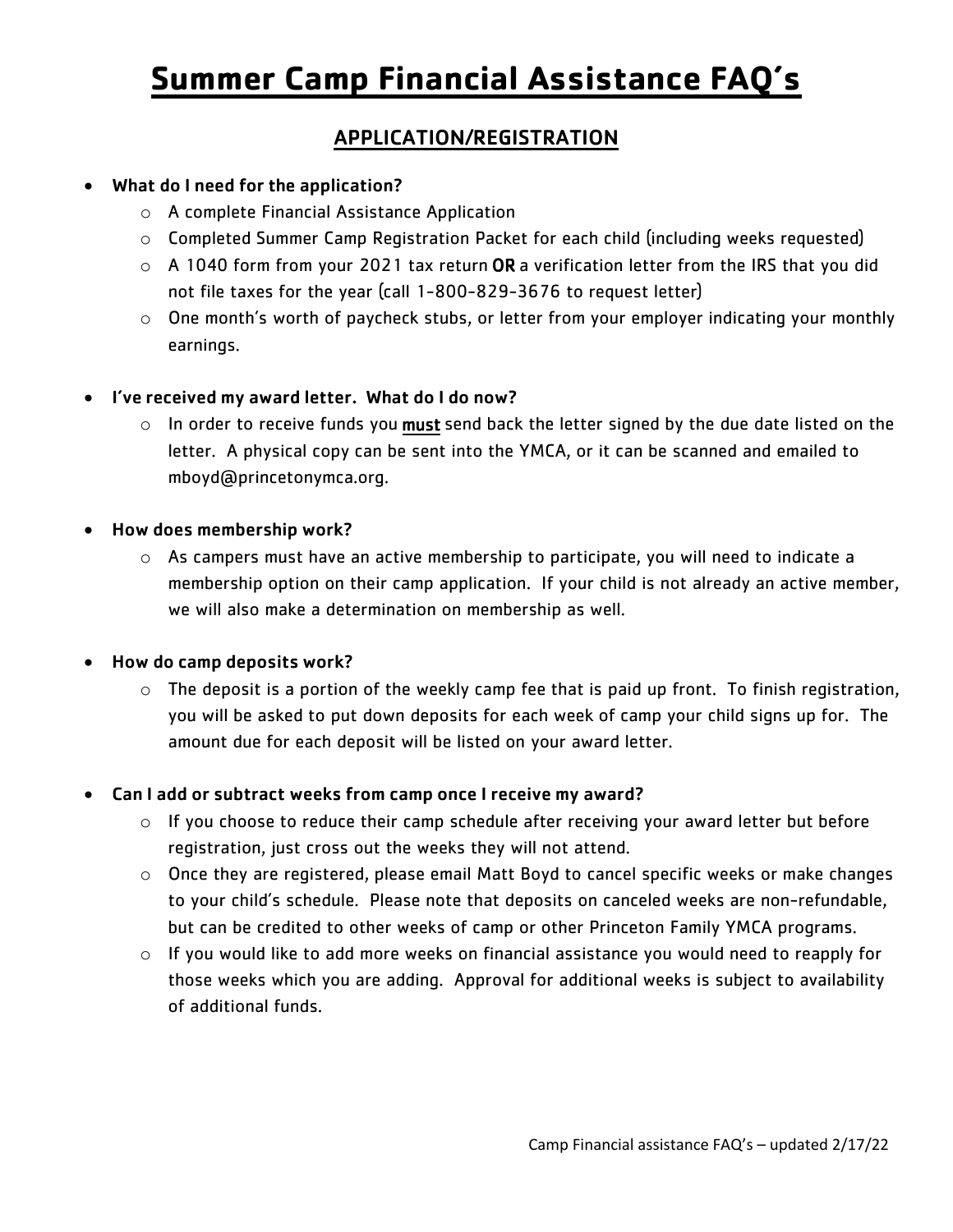# Summary Camp Financial Assistance FAQ's

## APPLICATION/REGISTRATION

- **What do I need for the application?**
  - A complete Financial Assistance Application
  - Completed Summer Camp Registration Packet for each child (including weeks requested)
  - A 1040 form from your 2021 tax return **OR** a verification letter from the IRS that you did not file taxes for the year (call 1-800-829-3676 to request letter)
  - One month's worth of paycheck stubs, or letter from your employer indicating your monthly earnings.

- **I've received my award letter. What do I do now?**
  - In order to receive funds you **must** send back the letter signed by the due date listed on the letter. A physical copy can be sent into the YMCA, or it can be scanned and emailed to mboyd@princetonymca.org.

- **How does membership work?**
  - As campers must have an active membership to participate, you will need to indicate a membership option on their camp application. If your child is not already an active member, we will also make a determination on membership as well.

- **How do camp deposits work?**
  - The deposit is a portion of the weekly camp fee that is paid up front. To finish registration, you will be asked to put down deposits for each week of camp your child signs up for. The amount due for each deposit will be listed on your award letter.

- **Can I add or subtract weeks from camp once I receive my award?**
  - If you choose to reduce their camp schedule after receiving your award letter but before registration, just cross out the weeks they will not attend.
  - Once they are registered, please email Matt Boyd to cancel specific weeks or make changes to your child's schedule. Please note that deposits on canceled weeks are non-refundable, but can be credited to other weeks of camp or other Princeton Family YMCA programs.
  - If you would like to add more weeks on financial assistance you would need to reapply for those weeks which you are adding. Approval for additional weeks is subject to availability of additional funds.

Camp Financial assistance FAQ's – updated 2/17/22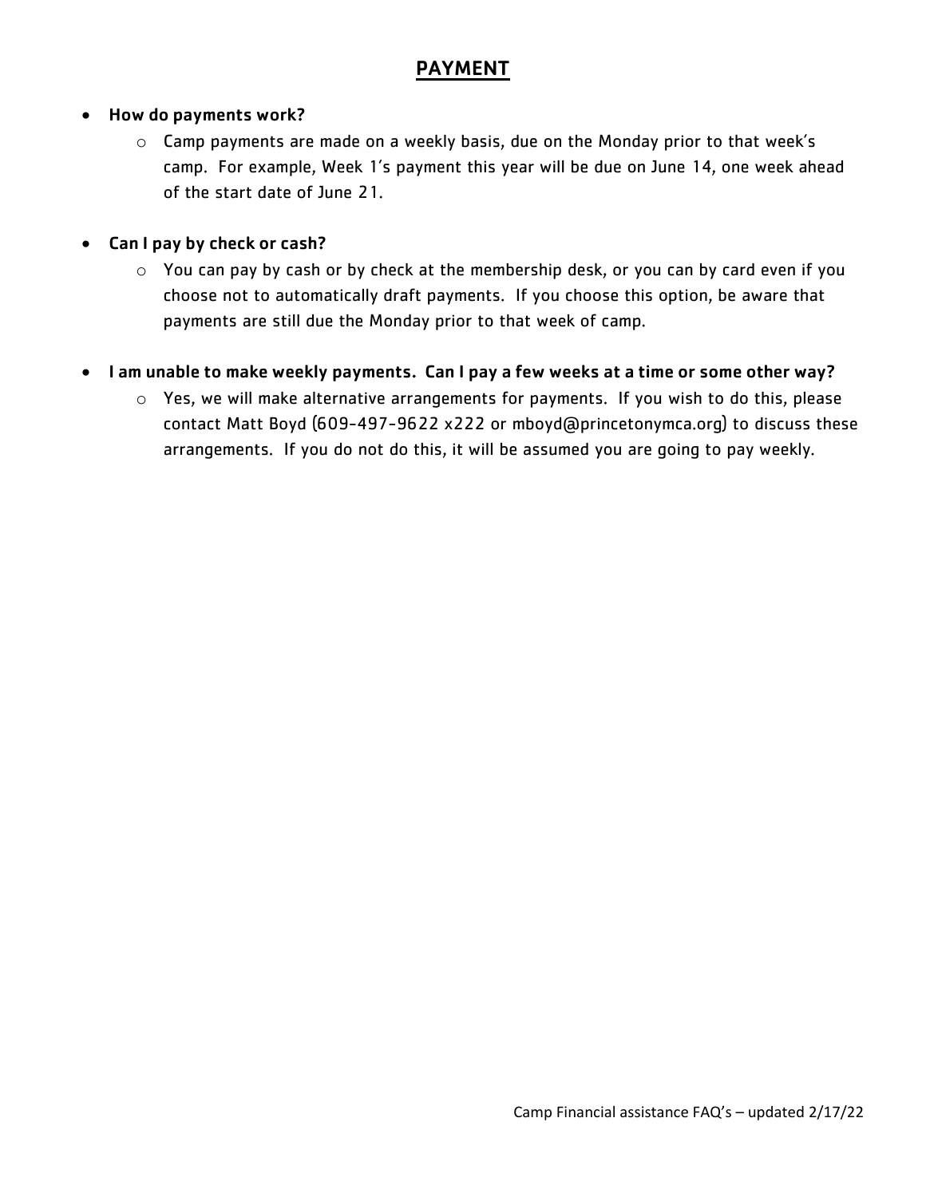## PAYMENT

- **How do payments work?**
  - Camp payments are made on a weekly basis, due on the Monday prior to that week's camp. For example, Week 1's payment this year will be due on June 14, one week ahead of the start date of June 21.

- **Can I pay by check or cash?**
  - You can pay by cash or by check at the membership desk, or you can by card even if you choose not to automatically draft payments. If you choose this option, be aware that payments are still due the Monday prior to that week of camp.

- **I am unable to make weekly payments. Can I pay a few weeks at a time or some other way?**
  - Yes, we will make alternative arrangements for payments. If you wish to do this, please contact Matt Boyd (609-497-9622 x222 or mboyd@princetonymca.org) to discuss these arrangements. If you do not do this, it will be assumed you are going to pay weekly.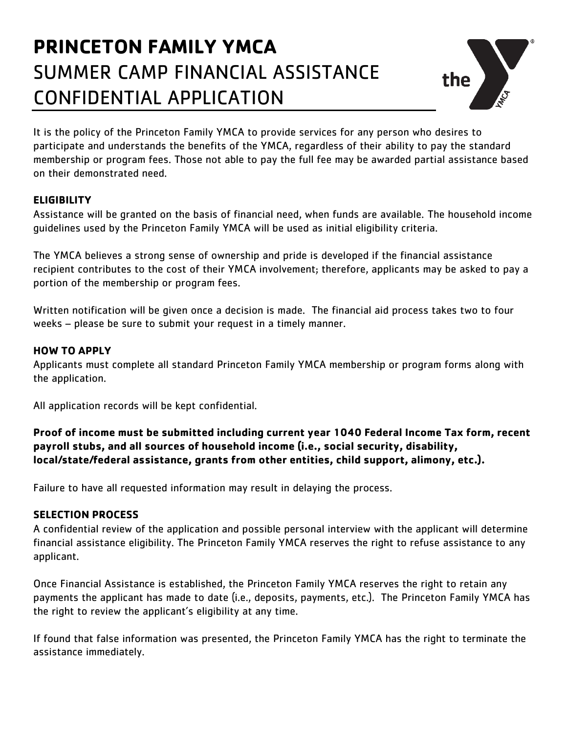# PRINCETON FAMILY YMCA
## SUMMER CAMP FINANCIAL ASSISTANCE CONFIDENTIAL APPLICATION

It is the policy of the Princeton Family YMCA to provide services for any person who desires to participate and understands the benefits of the YMCA, regardless of their ability to pay the standard membership or program fees. Those not able to pay the full fee may be awarded partial assistance based on their demonstrated need.

### ELIGIBILITY

Assistance will be granted on the basis of financial need, when funds are available. The household income guidelines used by the Princeton Family YMCA will be used as initial eligibility criteria.

The YMCA believes a strong sense of ownership and pride is developed if the financial assistance recipient contributes to the cost of their YMCA involvement; therefore, applicants may be asked to pay a portion of the membership or program fees.

Written notification will be given once a decision is made. The financial aid process takes two to four weeks – please be sure to submit your request in a timely manner.

### HOW TO APPLY

Applicants must complete all standard Princeton Family YMCA membership or program forms along with the application.

All application records will be kept confidential.

**Proof of income must be submitted including current year 1040 Federal Income Tax form, recent payroll stubs, and all sources of household income (i.e., social security, disability, local/state/federal assistance, grants from other entities, child support, alimony, etc.).**

Failure to have all requested information may result in delaying the process.

### SELECTION PROCESS

A confidential review of the application and possible personal interview with the applicant will determine financial assistance eligibility. The Princeton Family YMCA reserves the right to refuse assistance to any applicant.

Once Financial Assistance is established, the Princeton Family YMCA reserves the right to retain any payments the applicant has made to date (i.e., deposits, payments, etc.). The Princeton Family YMCA has the right to review the applicant's eligibility at any time.

If found that false information was presented, the Princeton Family YMCA has the right to terminate the assistance immediately.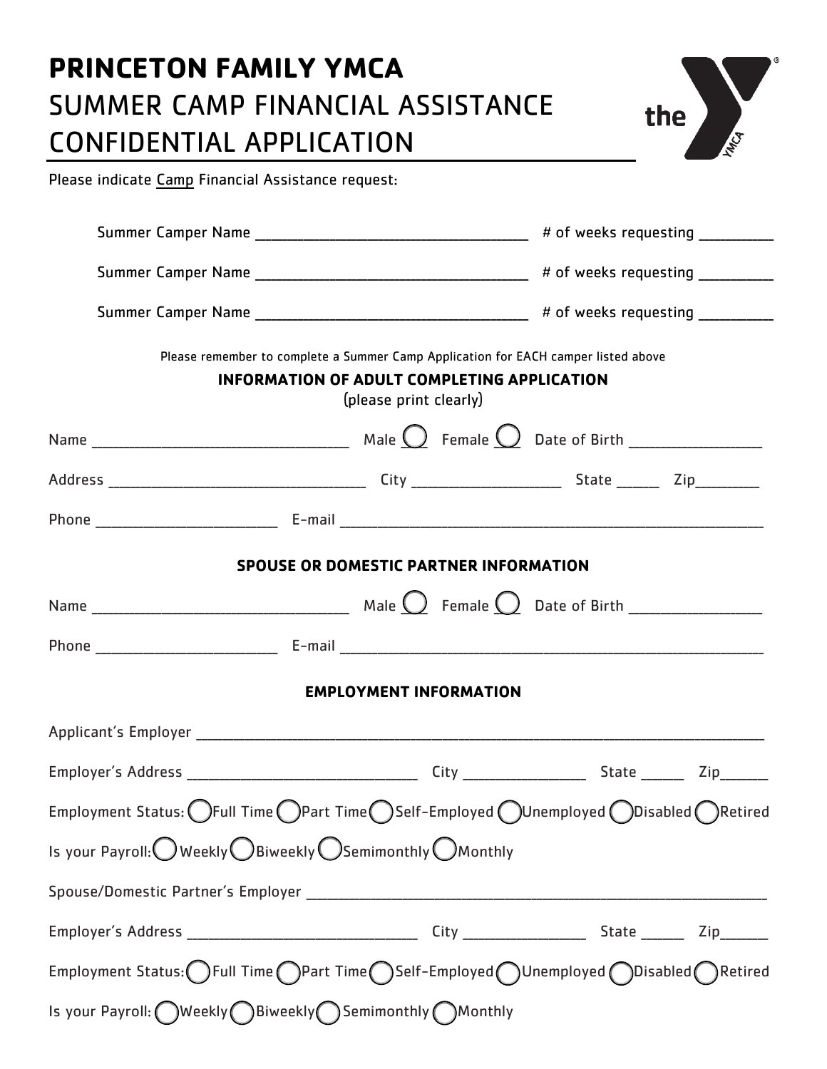# PRINCETON FAMILY YMCA

## SUMMER CAMP FINANCIAL ASSISTANCE CONFIDENTIAL APPLICATION

Please indicate Camp Financial Assistance request:

Summer Camper Name ____________________________________ # of weeks requesting __________

Summer Camper Name ____________________________________ # of weeks requesting __________

Summer Camper Name ____________________________________ # of weeks requesting __________

Please remember to complete a Summer Camp Application for EACH camper listed above

### INFORMATION OF ADULT COMPLETING APPLICATION

(please print clearly)

Name __________________________________ Male ◯ Female ◯ Date of Birth _________________

Address __________________________________ City ____________________ State ______ Zip_________

Phone ________________________ E-mail __________________________________________________________

### SPOUSE OR DOMESTIC PARTNER INFORMATION

Name __________________________________ Male ◯ Female ◯ Date of Birth _________________

Phone ________________________ E-mail __________________________________________________________

### EMPLOYMENT INFORMATION

Applicant's Employer ________________________________________________________________________________

Employer's Address _______________________________ City ________________ State ______ Zip______

Employment Status: ◯ Full Time ◯ Part Time ◯ Self-Employed ◯ Unemployed ◯ Disabled ◯ Retired

Is your Payroll: ◯ Weekly ◯ Biweekly ◯ Semimonthly ◯ Monthly

Spouse/Domestic Partner's Employer ________________________________________________________________

Employer's Address _______________________________ City ________________ State ______ Zip______

Employment Status: ◯ Full Time ◯ Part Time ◯ Self-Employed ◯ Unemployed ◯ Disabled ◯ Retired

Is your Payroll: ◯ Weekly ◯ Biweekly ◯ Semimonthly ◯ Monthly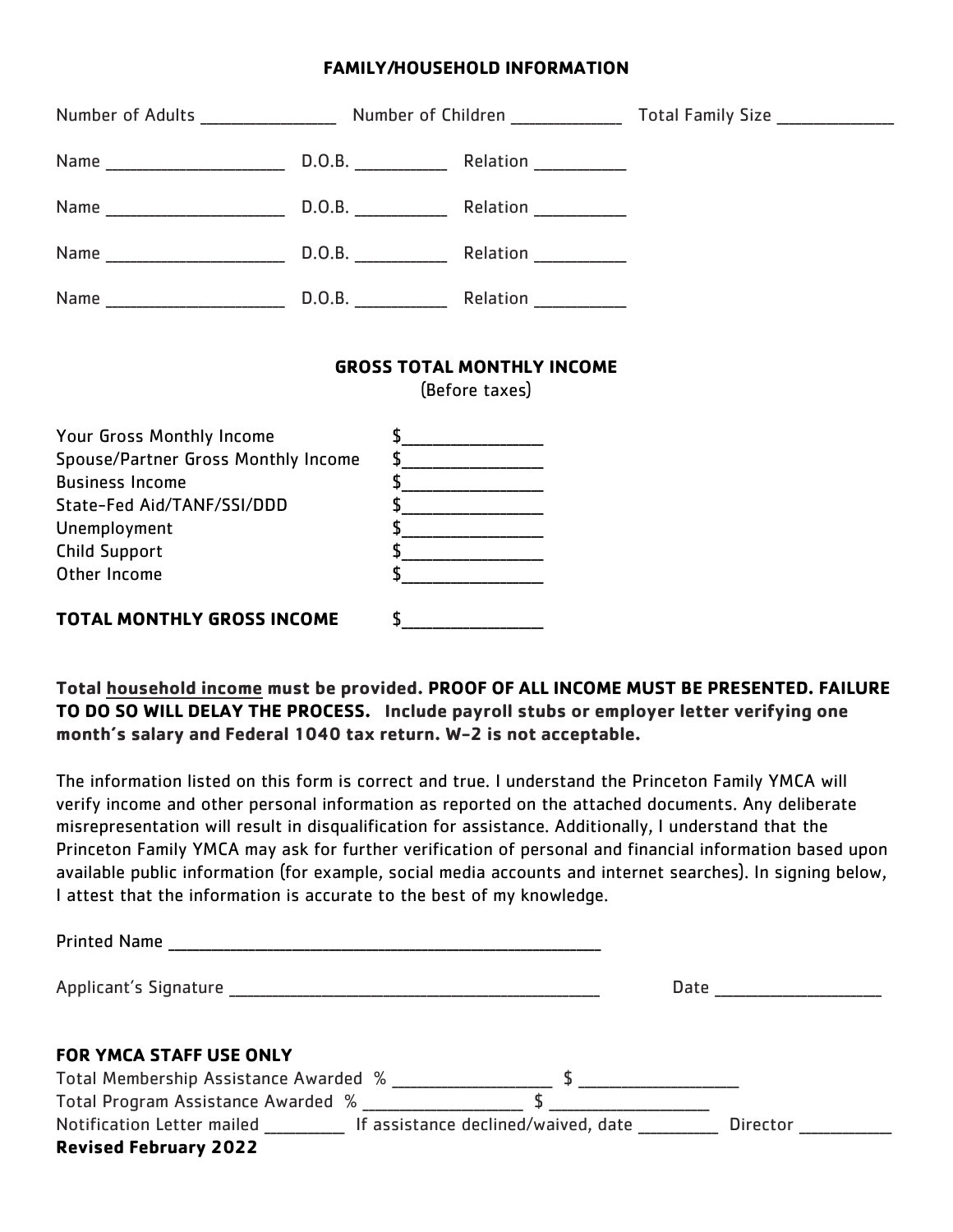**FAMILY/HOUSEHOLD INFORMATION**

Number of Adults _______________ Number of Children ____________ Total Family Size _____________

Name ____________________ D.O.B. __________ Relation __________

Name ____________________ D.O.B. __________ Relation __________

Name ____________________ D.O.B. __________ Relation __________

Name ____________________ D.O.B. __________ Relation __________

**GROSS TOTAL MONTHLY INCOME**

(Before taxes)

Your Gross Monthly Income $_______________

Spouse/Partner Gross Monthly Income $_______________

Business Income $_______________

State-Fed Aid/TANF/SSI/DDD $_______________

Unemployment $_______________

Child Support $_______________

Other Income $_______________

**TOTAL MONTHLY GROSS INCOME** $_______________

**Total household income must be provided. PROOF OF ALL INCOME MUST BE PRESENTED. FAILURE TO DO SO WILL DELAY THE PROCESS. Include payroll stubs or employer letter verifying one month's salary and Federal 1040 tax return. W-2 is not acceptable.**

The information listed on this form is correct and true. I understand the Princeton Family YMCA will verify income and other personal information as reported on the attached documents. Any deliberate misrepresentation will result in disqualification for assistance. Additionally, I understand that the Princeton Family YMCA may ask for further verification of personal and financial information based upon available public information (for example, social media accounts and internet searches). In signing below, I attest that the information is accurate to the best of my knowledge.

Printed Name ________________________________________________

Applicant's Signature ________________________________________ Date __________________

**FOR YMCA STAFF USE ONLY**

Total Membership Assistance Awarded % __________________ $ __________________

Total Program Assistance Awarded % __________________ $ __________________

Notification Letter mailed _________ If assistance declined/waived, date _________ Director __________

**Revised February 2022**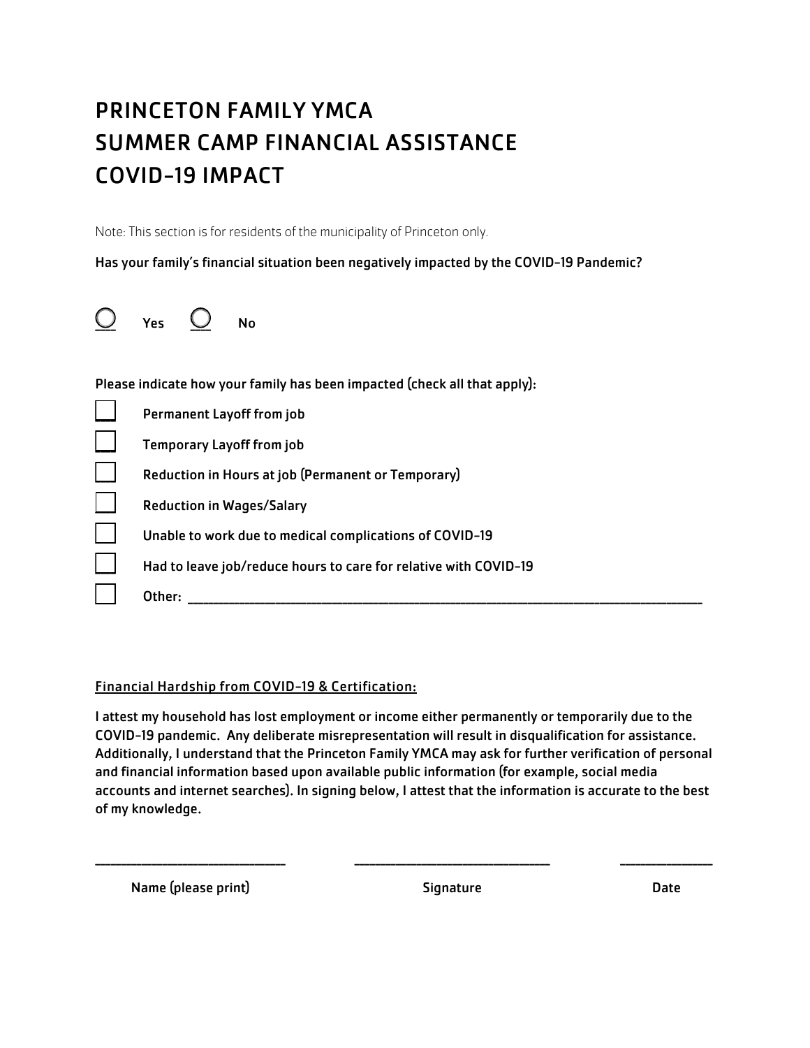# PRINCETON FAMILY YMCA
# SUMMER CAMP FINANCIAL ASSISTANCE
# COVID-19 IMPACT

Note: This section is for residents of the municipality of Princeton only.

**Has your family's financial situation been negatively impacted by the COVID-19 Pandemic?**

○ Yes ○ No

**Please indicate how your family has been impacted (check all that apply):**

- [ ] Permanent Layoff from job
- [ ] Temporary Layoff from job
- [ ] Reduction in Hours at job (Permanent or Temporary)
- [ ] Reduction in Wages/Salary
- [ ] Unable to work due to medical complications of COVID-19
- [ ] Had to leave job/reduce hours to care for relative with COVID-19
- [ ] Other: ______________________________________________

**Financial Hardship from COVID-19 & Certification:**

**I attest my household has lost employment or income either permanently or temporarily due to the COVID-19 pandemic. Any deliberate misrepresentation will result in disqualification for assistance. Additionally, I understand that the Princeton Family YMCA may ask for further verification of personal and financial information based upon available public information (for example, social media accounts and internet searches). In signing below, I attest that the information is accurate to the best of my knowledge.**

| ____________________ | ____________________ | __________ |
|---|---|---|
| Name (please print) | Signature | Date |